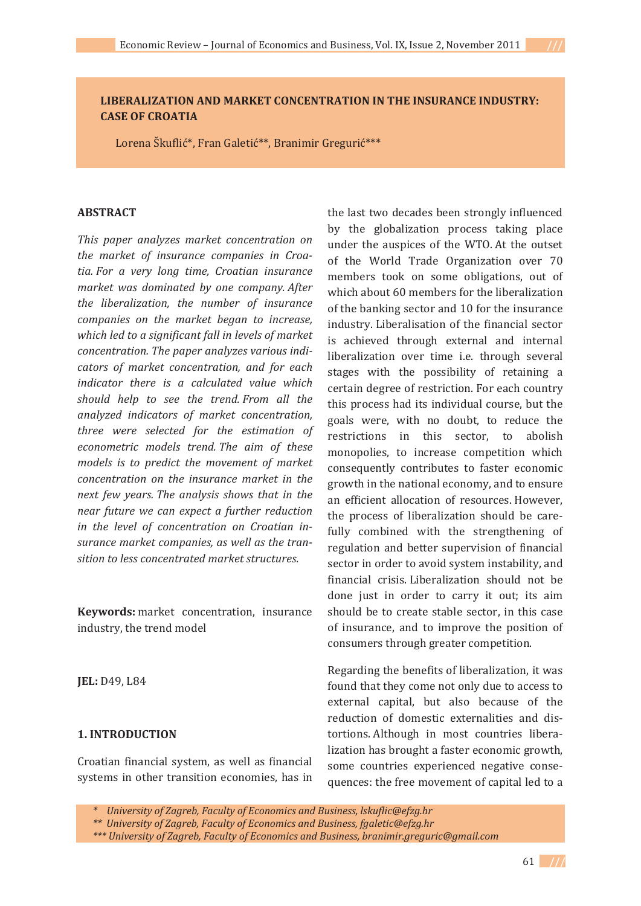# LIBERALIZATION AND MARKET CONCENTRATION IN THE INSURANCE INDUSTRY: CASE OF CROATIA

Lorena Škuflić*, Fran Galetić**, Branimir Gregurić***

## ABSTRACT

*This paper analyzes market concentration on the market of insurance companies in Croatia. For a very long time, Croatian insurance market was dominated by one company. After the liberalization, the number of insurance companies on the market began to increase, which led to a significant fall in levels of market concentration. The paper analyzes various indicators of market concentration, and for each indicator there is a calculated value which should help to see the trend. From all the analyzed indicators of market concentration, three were selected for the estimation of econometric models trend. The aim of these models is to predict the movement of market concentration on the insurance market in the next few years. The analysis shows that in the near future we can expect a further reduction in the level of concentration on Croatian insurance market companies, as well as the transition to less concentrated market structures.*

**Keywords:** market concentration, insurance industry, the trend model

**JEL:** D49, L84

## 1. INTRODUCTION

Croatian financial system, as well as financial systems in other transition economies, has in the last two decades been strongly influenced by the globalization process taking place under the auspices of the WTO. At the outset of the World Trade Organization over 70 members took on some obligations, out of which about 60 members for the liberalization of the banking sector and 10 for the insurance industry. Liberalisation of the financial sector is achieved through external and internal liberalization over time i.e. through several stages with the possibility of retaining a certain degree of restriction. For each country this process had its individual course, but the goals were, with no doubt, to reduce the restrictions in this sector, to abolish monopolies, to increase competition which consequently contributes to faster economic growth in the national economy, and to ensure an efficient allocation of resources. However, the process of liberalization should be carefully combined with the strengthening of regulation and better supervision of financial sector in order to avoid system instability, and financial crisis. Liberalization should not be done just in order to carry it out; its aim should be to create stable sector, in this case of insurance, and to improve the position of consumers through greater competition.

Regarding the benefits of liberalization, it was found that they come not only due to access to external capital, but also because of the reduction of domestic externalities and distortions. Although in most countries liberalization has brought a faster economic growth, some countries experienced negative consequences: the free movement of capital led to a

\* University of Zagreb, Faculty of Economics and Business, lskuflic@efzg.hr
\*\* University of Zagreb, Faculty of Economics and Business, fgaletic@efzg.hr
\*\*\* University of Zagreb, Faculty of Economics and Business, branimir.greguric@gmail.com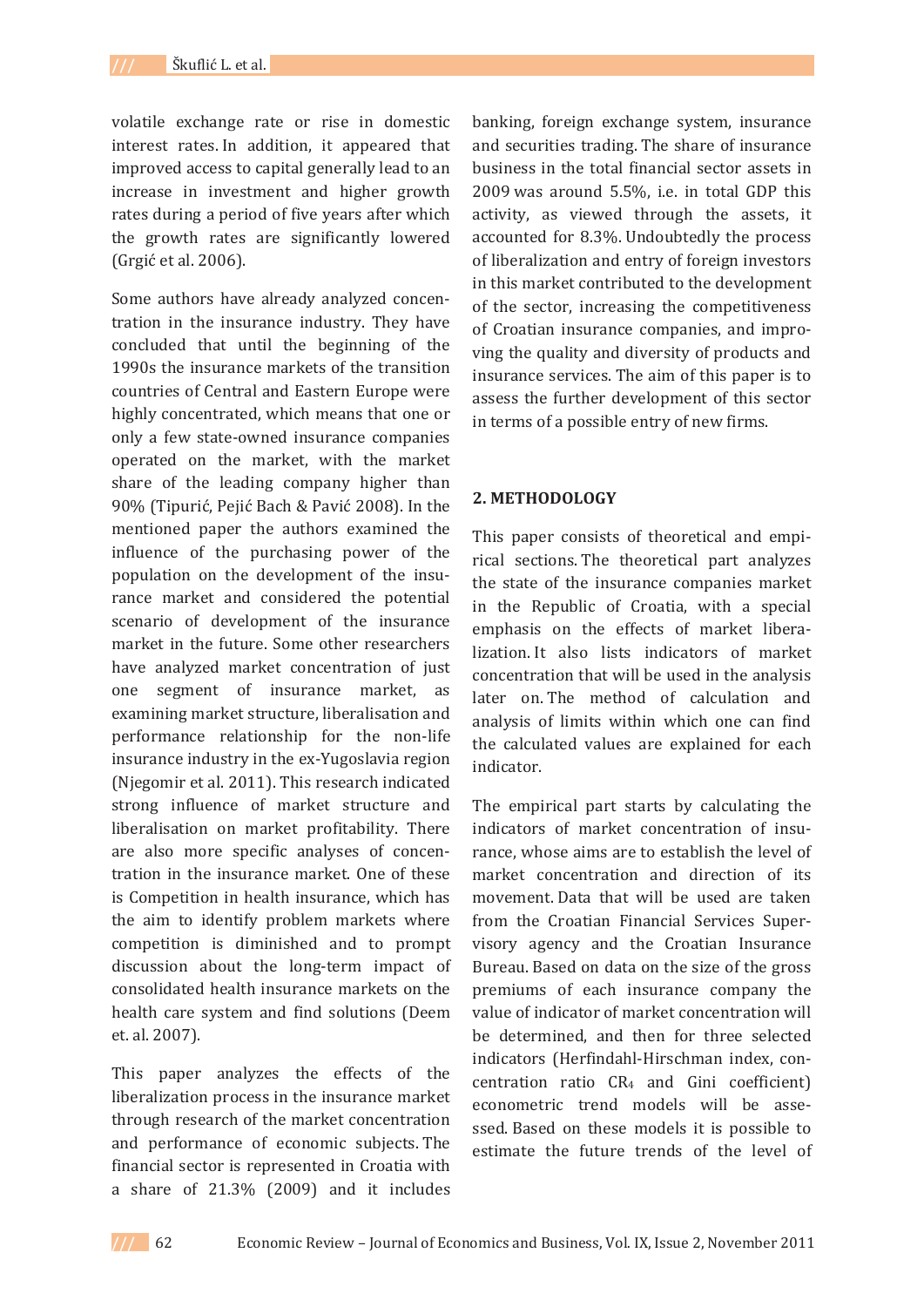volatile exchange rate or rise in domestic interest rates. In addition, it appeared that improved access to capital generally lead to an increase in investment and higher growth rates during a period of five years after which the growth rates are significantly lowered (Grgić et al. 2006).

Some authors have already analyzed concentration in the insurance industry. They have concluded that until the beginning of the 1990s the insurance markets of the transition countries of Central and Eastern Europe were highly concentrated, which means that one or only a few state-owned insurance companies operated on the market, with the market share of the leading company higher than 90% (Tipurić, Pejić Bach & Pavić 2008). In the mentioned paper the authors examined the influence of the purchasing power of the population on the development of the insurance market and considered the potential scenario of development of the insurance market in the future. Some other researchers have analyzed market concentration of just one segment of insurance market, as examining market structure, liberalisation and performance relationship for the non-life insurance industry in the ex-Yugoslavia region (Njegomir et al. 2011). This research indicated strong influence of market structure and liberalisation on market profitability. There are also more specific analyses of concentration in the insurance market. One of these is Competition in health insurance, which has the aim to identify problem markets where competition is diminished and to prompt discussion about the long-term impact of consolidated health insurance markets on the health care system and find solutions (Deem et. al. 2007).

This paper analyzes the effects of the liberalization process in the insurance market through research of the market concentration and performance of economic subjects. The financial sector is represented in Croatia with a share of 21.3% (2009) and it includes banking, foreign exchange system, insurance and securities trading. The share of insurance business in the total financial sector assets in 2009 was around 5.5%, i.e. in total GDP this activity, as viewed through the assets, it accounted for 8.3%. Undoubtedly the process of liberalization and entry of foreign investors in this market contributed to the development of the sector, increasing the competitiveness of Croatian insurance companies, and improving the quality and diversity of products and insurance services. The aim of this paper is to assess the further development of this sector in terms of a possible entry of new firms.

## 2. METHODOLOGY

This paper consists of theoretical and empirical sections. The theoretical part analyzes the state of the insurance companies market in the Republic of Croatia, with a special emphasis on the effects of market liberalization. It also lists indicators of market concentration that will be used in the analysis later on. The method of calculation and analysis of limits within which one can find the calculated values are explained for each indicator.

The empirical part starts by calculating the indicators of market concentration of insurance, whose aims are to establish the level of market concentration and direction of its movement. Data that will be used are taken from the Croatian Financial Services Supervisory agency and the Croatian Insurance Bureau. Based on data on the size of the gross premiums of each insurance company the value of indicator of market concentration will be determined, and then for three selected indicators (Herfindahl-Hirschman index, concentration ratio $CR_4$ and Gini coefficient) econometric trend models will be assessed. Based on these models it is possible to estimate the future trends of the level of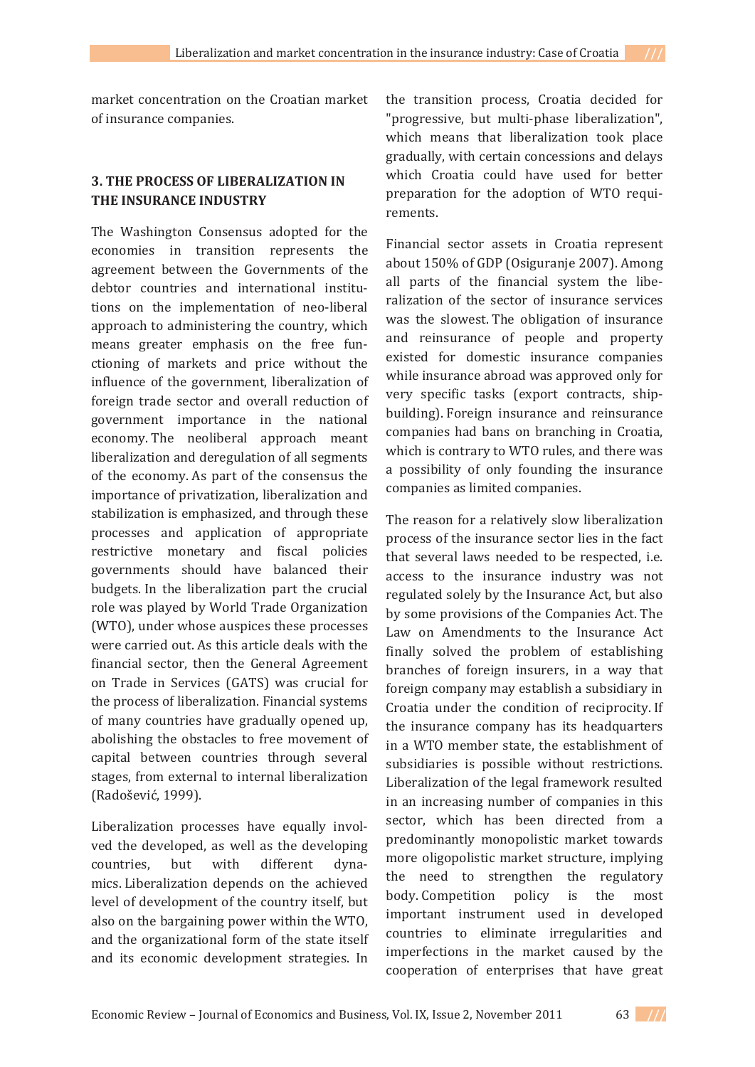market concentration on the Croatian market of insurance companies.

## 3. THE PROCESS OF LIBERALIZATION IN THE INSURANCE INDUSTRY

The Washington Consensus adopted for the economies in transition represents the agreement between the Governments of the debtor countries and international institutions on the implementation of neo-liberal approach to administering the country, which means greater emphasis on the free functioning of markets and price without the influence of the government, liberalization of foreign trade sector and overall reduction of government importance in the national economy. The neoliberal approach meant liberalization and deregulation of all segments of the economy. As part of the consensus the importance of privatization, liberalization and stabilization is emphasized, and through these processes and application of appropriate restrictive monetary and fiscal policies governments should have balanced their budgets. In the liberalization part the crucial role was played by World Trade Organization (WTO), under whose auspices these processes were carried out. As this article deals with the financial sector, then the General Agreement on Trade in Services (GATS) was crucial for the process of liberalization. Financial systems of many countries have gradually opened up, abolishing the obstacles to free movement of capital between countries through several stages, from external to internal liberalization (Radošević, 1999).

Liberalization processes have equally involved the developed, as well as the developing countries, but with different dynamics. Liberalization depends on the achieved level of development of the country itself, but also on the bargaining power within the WTO, and the organizational form of the state itself and its economic development strategies. In the transition process, Croatia decided for "progressive, but multi-phase liberalization", which means that liberalization took place gradually, with certain concessions and delays which Croatia could have used for better preparation for the adoption of WTO requirements.

Financial sector assets in Croatia represent about 150% of GDP (Osiguranje 2007). Among all parts of the financial system the liberalization of the sector of insurance services was the slowest. The obligation of insurance and reinsurance of people and property existed for domestic insurance companies while insurance abroad was approved only for very specific tasks (export contracts, shipbuilding). Foreign insurance and reinsurance companies had bans on branching in Croatia, which is contrary to WTO rules, and there was a possibility of only founding the insurance companies as limited companies.

The reason for a relatively slow liberalization process of the insurance sector lies in the fact that several laws needed to be respected, i.e. access to the insurance industry was not regulated solely by the Insurance Act, but also by some provisions of the Companies Act. The Law on Amendments to the Insurance Act finally solved the problem of establishing branches of foreign insurers, in a way that foreign company may establish a subsidiary in Croatia under the condition of reciprocity. If the insurance company has its headquarters in a WTO member state, the establishment of subsidiaries is possible without restrictions. Liberalization of the legal framework resulted in an increasing number of companies in this sector, which has been directed from a predominantly monopolistic market towards more oligopolistic market structure, implying the need to strengthen the regulatory body. Competition policy is the most important instrument used in developed countries to eliminate irregularities and imperfections in the market caused by the cooperation of enterprises that have great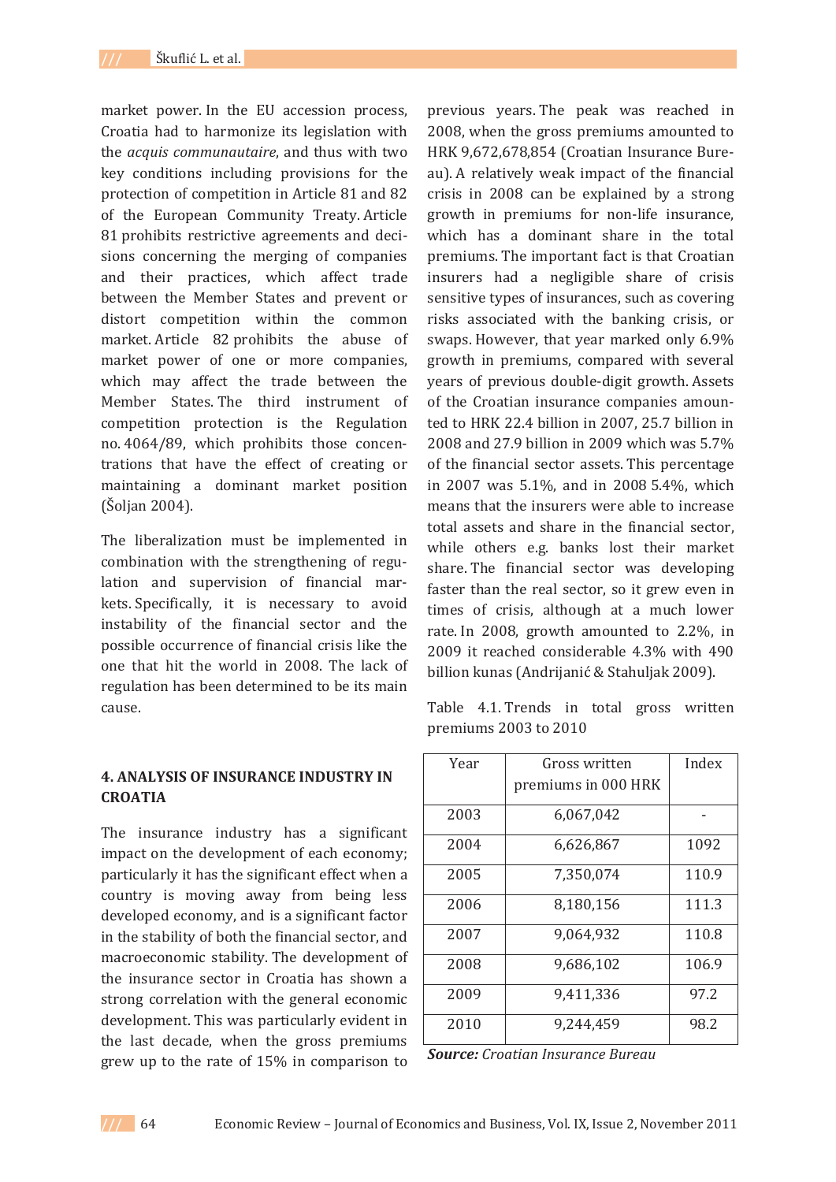market power. In the EU accession process, Croatia had to harmonize its legislation with the *acquis communautaire*, and thus with two key conditions including provisions for the protection of competition in Article 81 and 82 of the European Community Treaty. Article 81 prohibits restrictive agreements and decisions concerning the merging of companies and their practices, which affect trade between the Member States and prevent or distort competition within the common market. Article 82 prohibits the abuse of market power of one or more companies, which may affect the trade between the Member States. The third instrument of competition protection is the Regulation no. 4064/89, which prohibits those concentrations that have the effect of creating or maintaining a dominant market position (Šoljan 2004).

The liberalization must be implemented in combination with the strengthening of regulation and supervision of financial markets. Specifically, it is necessary to avoid instability of the financial sector and the possible occurrence of financial crisis like the one that hit the world in 2008. The lack of regulation has been determined to be its main cause.

## 4. ANALYSIS OF INSURANCE INDUSTRY IN CROATIA

The insurance industry has a significant impact on the development of each economy; particularly it has the significant effect when a country is moving away from being less developed economy, and is a significant factor in the stability of both the financial sector, and macroeconomic stability. The development of the insurance sector in Croatia has shown a strong correlation with the general economic development. This was particularly evident in the last decade, when the gross premiums grew up to the rate of 15% in comparison to previous years. The peak was reached in 2008, when the gross premiums amounted to HRK 9,672,678,854 (Croatian Insurance Bureau). A relatively weak impact of the financial crisis in 2008 can be explained by a strong growth in premiums for non-life insurance, which has a dominant share in the total premiums. The important fact is that Croatian insurers had a negligible share of crisis sensitive types of insurances, such as covering risks associated with the banking crisis, or swaps. However, that year marked only 6.9% growth in premiums, compared with several years of previous double-digit growth. Assets of the Croatian insurance companies amounted to HRK 22.4 billion in 2007, 25.7 billion in 2008 and 27.9 billion in 2009 which was 5.7% of the financial sector assets. This percentage in 2007 was 5.1%, and in 2008 5.4%, which means that the insurers were able to increase total assets and share in the financial sector, while others e.g. banks lost their market share. The financial sector was developing faster than the real sector, so it grew even in times of crisis, although at a much lower rate. In 2008, growth amounted to 2.2%, in 2009 it reached considerable 4.3% with 490 billion kunas (Andrijanić & Stahuljak 2009).

Table 4.1. Trends in total gross written premiums 2003 to 2010

| Year | Gross written premiums in 000 HRK | Index |
|---|---|---|
| 2003 | 6,067,042 | - |
| 2004 | 6,626,867 | 1092 |
| 2005 | 7,350,074 | 110.9 |
| 2006 | 8,180,156 | 111.3 |
| 2007 | 9,064,932 | 110.8 |
| 2008 | 9,686,102 | 106.9 |
| 2009 | 9,411,336 | 97.2 |
| 2010 | 9,244,459 | 98.2 |

***Source:*** *Croatian Insurance Bureau*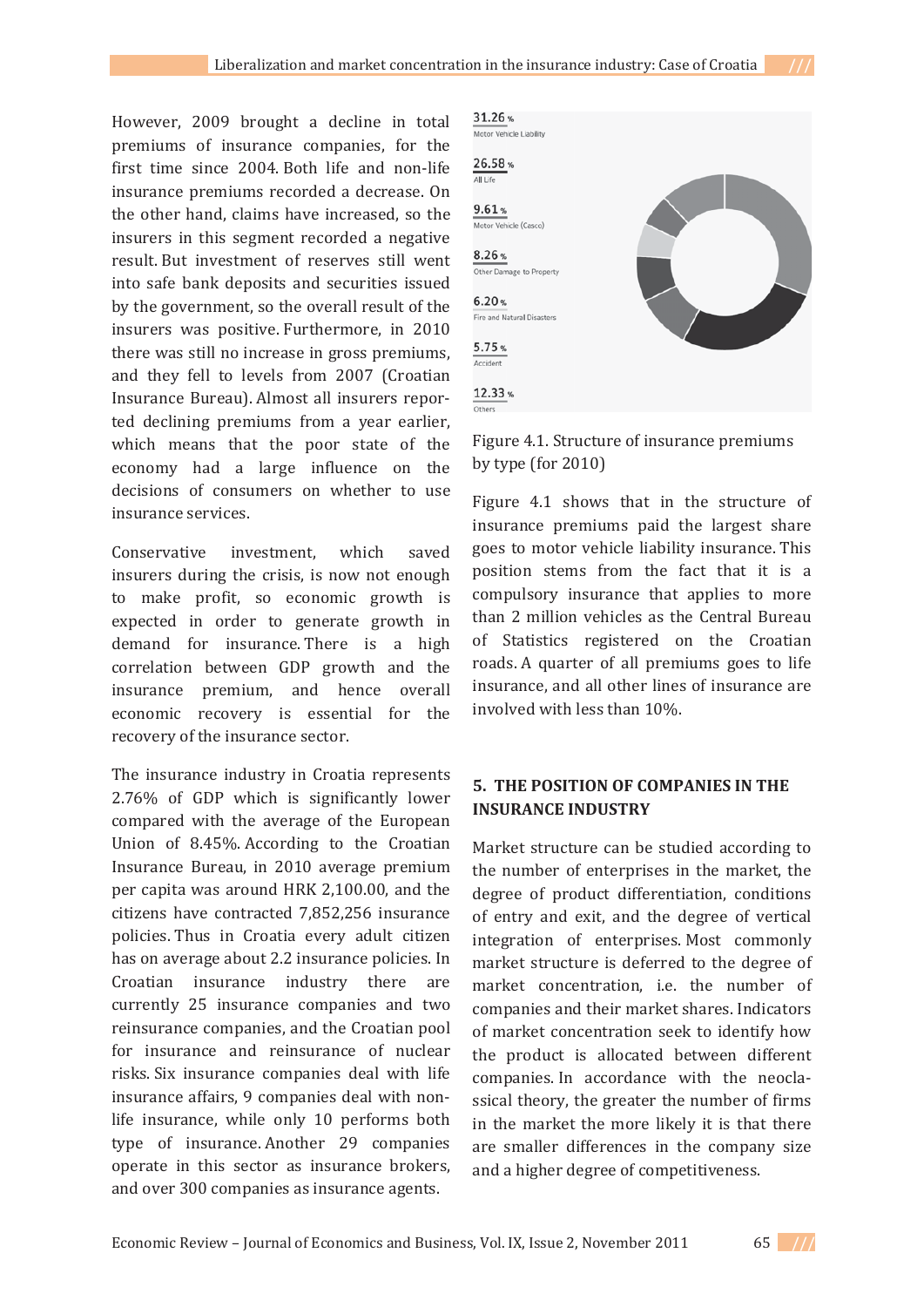However, 2009 brought a decline in total premiums of insurance companies, for the first time since 2004. Both life and non-life insurance premiums recorded a decrease. On the other hand, claims have increased, so the insurers in this segment recorded a negative result. But investment of reserves still went into safe bank deposits and securities issued by the government, so the overall result of the insurers was positive. Furthermore, in 2010 there was still no increase in gross premiums, and they fell to levels from 2007 (Croatian Insurance Bureau). Almost all insurers reported declining premiums from a year earlier, which means that the poor state of the economy had a large influence on the decisions of consumers on whether to use insurance services.

Conservative investment, which saved insurers during the crisis, is now not enough to make profit, so economic growth is expected in order to generate growth in demand for insurance. There is a high correlation between GDP growth and the insurance premium, and hence overall economic recovery is essential for the recovery of the insurance sector.

The insurance industry in Croatia represents 2.76% of GDP which is significantly lower compared with the average of the European Union of 8.45%. According to the Croatian Insurance Bureau, in 2010 average premium per capita was around HRK 2,100.00, and the citizens have contracted 7,852,256 insurance policies. Thus in Croatia every adult citizen has on average about 2.2 insurance policies. In Croatian insurance industry there are currently 25 insurance companies and two reinsurance companies, and the Croatian pool for insurance and reinsurance of nuclear risks. Six insurance companies deal with life insurance affairs, 9 companies deal with non-life insurance, while only 10 performs both type of insurance. Another 29 companies operate in this sector as insurance brokers, and over 300 companies as insurance agents.

31.26 % Motor Vehicle Liability

26.58 % All Life

9.61 % Motor Vehicle (Casco)

8.26 % Other Damage to Property

6.20 % Fire and Natural Disasters

5.75 % Accident

12.33 % Others

Figure 4.1. Structure of insurance premiums by type (for 2010)

Figure 4.1 shows that in the structure of insurance premiums paid the largest share goes to motor vehicle liability insurance. This position stems from the fact that it is a compulsory insurance that applies to more than 2 million vehicles as the Central Bureau of Statistics registered on the Croatian roads. A quarter of all premiums goes to life insurance, and all other lines of insurance are involved with less than 10%.

## 5. THE POSITION OF COMPANIES IN THE INSURANCE INDUSTRY

Market structure can be studied according to the number of enterprises in the market, the degree of product differentiation, conditions of entry and exit, and the degree of vertical integration of enterprises. Most commonly market structure is deferred to the degree of market concentration, i.e. the number of companies and their market shares. Indicators of market concentration seek to identify how the product is allocated between different companies. In accordance with the neoclassical theory, the greater the number of firms in the market the more likely it is that there are smaller differences in the company size and a higher degree of competitiveness.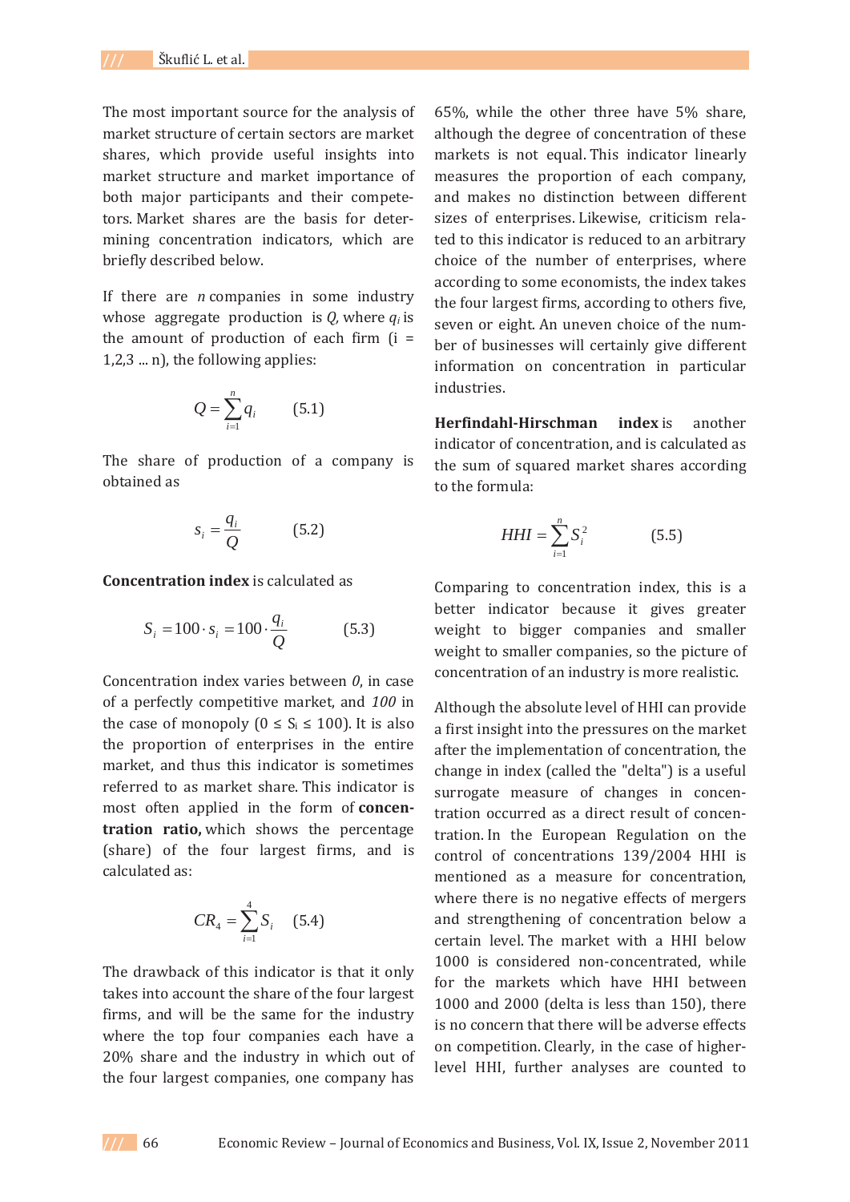The most important source for the analysis of market structure of certain sectors are market shares, which provide useful insights into market structure and market importance of both major participants and their competetors. Market shares are the basis for determining concentration indicators, which are briefly described below.

If there are $n$ companies in some industry whose aggregate production is $Q$, where $q_i$ is the amount of production of each firm (i = 1,2,3 ... n), the following applies:

$$Q = \sum_{i=1}^{n} q_i \qquad (5.1)$$

The share of production of a company is obtained as

$$s_i = \frac{q_i}{Q} \qquad (5.2)$$

**Concentration index** is calculated as

$$S_i = 100 \cdot s_i = 100 \cdot \frac{q_i}{Q} \qquad (5.3)$$

Concentration index varies between *0*, in case of a perfectly competitive market, and *100* in the case of monopoly ($0 \leq S_i \leq 100$). It is also the proportion of enterprises in the entire market, and thus this indicator is sometimes referred to as market share. This indicator is most often applied in the form of **concentration ratio,** which shows the percentage (share) of the four largest firms, and is calculated as:

$$CR_4 = \sum_{i=1}^{4} S_i \qquad (5.4)$$

The drawback of this indicator is that it only takes into account the share of the four largest firms, and will be the same for the industry where the top four companies each have a 20% share and the industry in which out of the four largest companies, one company has 65%, while the other three have 5% share, although the degree of concentration of these markets is not equal. This indicator linearly measures the proportion of each company, and makes no distinction between different sizes of enterprises. Likewise, criticism related to this indicator is reduced to an arbitrary choice of the number of enterprises, where according to some economists, the index takes the four largest firms, according to others five, seven or eight. An uneven choice of the number of businesses will certainly give different information on concentration in particular industries.

**Herfindahl-Hirschman index** is another indicator of concentration, and is calculated as the sum of squared market shares according to the formula:

$$HHI = \sum_{i=1}^{n} S_i^2 \qquad (5.5)$$

Comparing to concentration index, this is a better indicator because it gives greater weight to bigger companies and smaller weight to smaller companies, so the picture of concentration of an industry is more realistic.

Although the absolute level of HHI can provide a first insight into the pressures on the market after the implementation of concentration, the change in index (called the "delta") is a useful surrogate measure of changes in concentration occurred as a direct result of concentration. In the European Regulation on the control of concentrations 139/2004 HHI is mentioned as a measure for concentration, where there is no negative effects of mergers and strengthening of concentration below a certain level. The market with a HHI below 1000 is considered non-concentrated, while for the markets which have HHI between 1000 and 2000 (delta is less than 150), there is no concern that there will be adverse effects on competition. Clearly, in the case of higher-level HHI, further analyses are counted to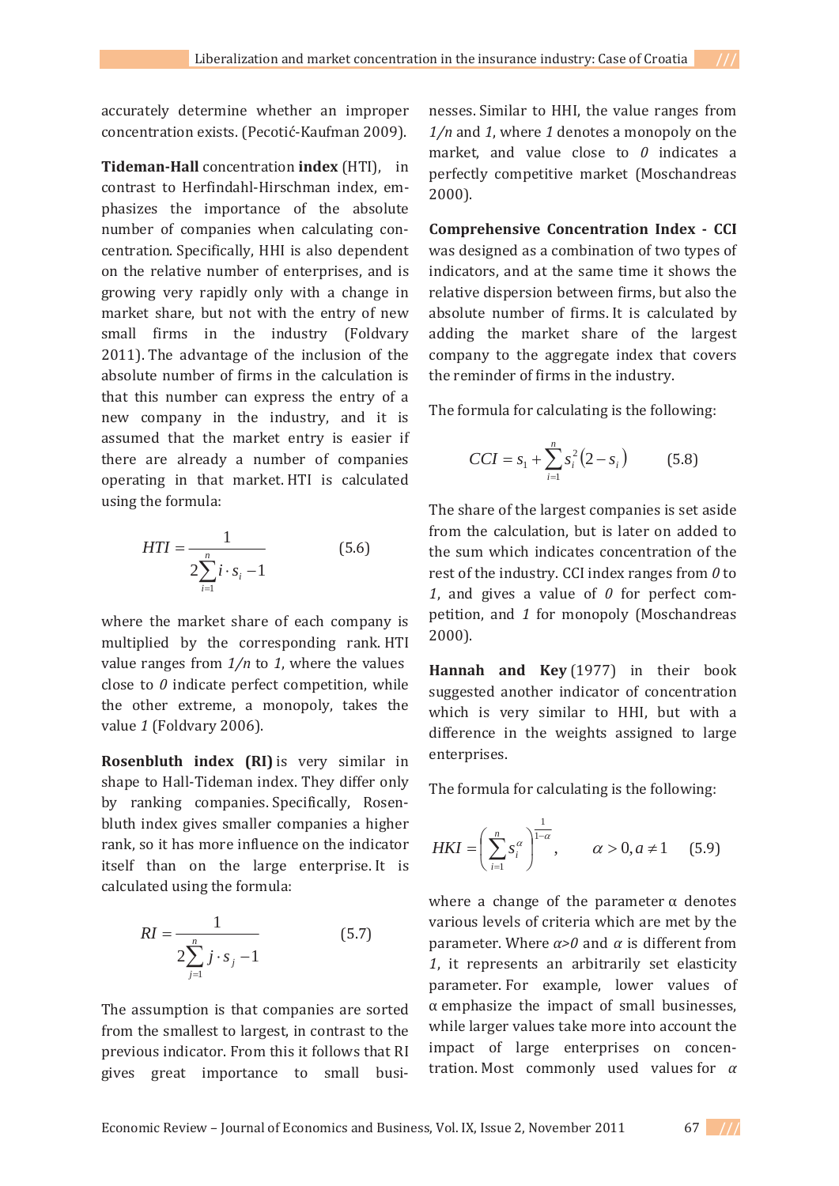accurately determine whether an improper concentration exists. (Pecotić-Kaufman 2009).

**Tideman-Hall** concentration **index** (HTI), in contrast to Herfindahl-Hirschman index, emphasizes the importance of the absolute number of companies when calculating concentration. Specifically, HHI is also dependent on the relative number of enterprises, and is growing very rapidly only with a change in market share, but not with the entry of new small firms in the industry (Foldvary 2011). The advantage of the inclusion of the absolute number of firms in the calculation is that this number can express the entry of a new company in the industry, and it is assumed that the market entry is easier if there are already a number of companies operating in that market. HTI is calculated using the formula:

$$HTI = \frac{1}{2\sum_{i=1}^{n} i \cdot s_i - 1} \qquad (5.6)$$

where the market share of each company is multiplied by the corresponding rank. HTI value ranges from *1/n* to *1*, where the values close to *0* indicate perfect competition, while the other extreme, a monopoly, takes the value *1* (Foldvary 2006).

**Rosenbluth index (RI)** is very similar in shape to Hall-Tideman index. They differ only by ranking companies. Specifically, Rosenbluth index gives smaller companies a higher rank, so it has more influence on the indicator itself than on the large enterprise. It is calculated using the formula:

$$RI = \frac{1}{2\sum_{j=1}^{n} j \cdot s_j - 1} \qquad (5.7)$$

The assumption is that companies are sorted from the smallest to largest, in contrast to the previous indicator. From this it follows that RI gives great importance to small businesses. Similar to HHI, the value ranges from *1/n* and *1*, where *1* denotes a monopoly on the market, and value close to *0* indicates a perfectly competitive market (Moschandreas 2000).

**Comprehensive Concentration Index - CCI** was designed as a combination of two types of indicators, and at the same time it shows the relative dispersion between firms, but also the absolute number of firms. It is calculated by adding the market share of the largest company to the aggregate index that covers the reminder of firms in the industry.

The formula for calculating is the following:

$$CCI = s_1 + \sum_{i=1}^{n} s_i^2 \left(2 - s_i\right) \qquad (5.8)$$

The share of the largest companies is set aside from the calculation, but is later on added to the sum which indicates concentration of the rest of the industry. CCI index ranges from *0* to *1*, and gives a value of *0* for perfect competition, and *1* for monopoly (Moschandreas 2000).

**Hannah and Key** (1977) in their book suggested another indicator of concentration which is very similar to HHI, but with a difference in the weights assigned to large enterprises.

The formula for calculating is the following:

$$HKI = \left(\sum_{i=1}^{n} s_i^{\alpha}\right)^{\frac{1}{1-\alpha}}, \qquad \alpha > 0, a \neq 1 \qquad (5.9)$$

where a change of the parameter α denotes various levels of criteria which are met by the parameter. Where *α>0* and *α* is different from *1*, it represents an arbitrarily set elasticity parameter. For example, lower values of α emphasize the impact of small businesses, while larger values take more into account the impact of large enterprises on concentration. Most commonly used values for *α*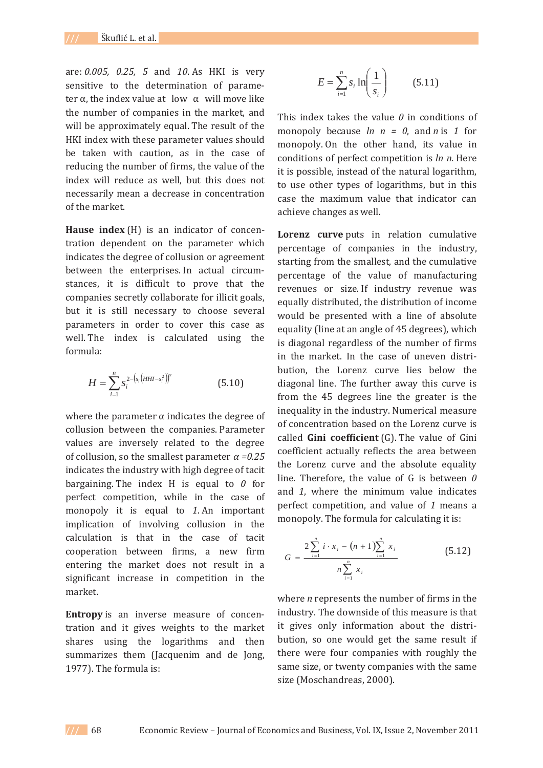are: *0.005, 0.25, 5* and *10*. As HKI is very sensitive to the determination of parameter α, the index value at low α will move like the number of companies in the market, and will be approximately equal. The result of the HKI index with these parameter values should be taken with caution, as in the case of reducing the number of firms, the value of the index will reduce as well, but this does not necessarily mean a decrease in concentration of the market.

**Hause index** (H) is an indicator of concentration dependent on the parameter which indicates the degree of collusion or agreement between the enterprises. In actual circumstances, it is difficult to prove that the companies secretly collaborate for illicit goals, but it is still necessary to choose several parameters in order to cover this case as well. The index is calculated using the formula:

$$H = \sum_{i=1}^{n} s_i^{2-\left(s_i\left(HHI - s_i^2\right)\right)^{\alpha}} \qquad (5.10)$$

where the parameter α indicates the degree of collusion between the companies. Parameter values are inversely related to the degree of collusion, so the smallest parameter $\alpha = 0.25$ indicates the industry with high degree of tacit bargaining. The index H is equal to *0* for perfect competition, while in the case of monopoly it is equal to *1*. An important implication of involving collusion in the calculation is that in the case of tacit cooperation between firms, a new firm entering the market does not result in a significant increase in competition in the market.

**Entropy** is an inverse measure of concentration and it gives weights to the market shares using the logarithms and then summarizes them (Jacquenim and de Jong, 1977). The formula is:

$$E = \sum_{i=1}^{n} s_i \ln\left(\frac{1}{s_i}\right) \qquad (5.11)$$

This index takes the value *0* in conditions of monopoly because $\ln n = 0$, and $n$ is *1* for monopoly. On the other hand, its value in conditions of perfect competition is $\ln n$. Here it is possible, instead of the natural logarithm, to use other types of logarithms, but in this case the maximum value that indicator can achieve changes as well.

**Lorenz curve** puts in relation cumulative percentage of companies in the industry, starting from the smallest, and the cumulative percentage of the value of manufacturing revenues or size. If industry revenue was equally distributed, the distribution of income would be presented with a line of absolute equality (line at an angle of 45 degrees), which is diagonal regardless of the number of firms in the market. In the case of uneven distribution, the Lorenz curve lies below the diagonal line. The further away this curve is from the 45 degrees line the greater is the inequality in the industry. Numerical measure of concentration based on the Lorenz curve is called **Gini coefficient** (G). The value of Gini coefficient actually reflects the area between the Lorenz curve and the absolute equality line. Therefore, the value of G is between *0* and *1*, where the minimum value indicates perfect competition, and value of *1* means a monopoly. The formula for calculating it is:

$$G = \frac{2\sum_{i=1}^{n} i \cdot x_i - (n+1)\sum_{i=1}^{n} x_i}{n\sum_{i=1}^{n} x_i} \qquad (5.12)$$

where $n$ represents the number of firms in the industry. The downside of this measure is that it gives only information about the distribution, so one would get the same result if there were four companies with roughly the same size, or twenty companies with the same size (Moschandreas, 2000).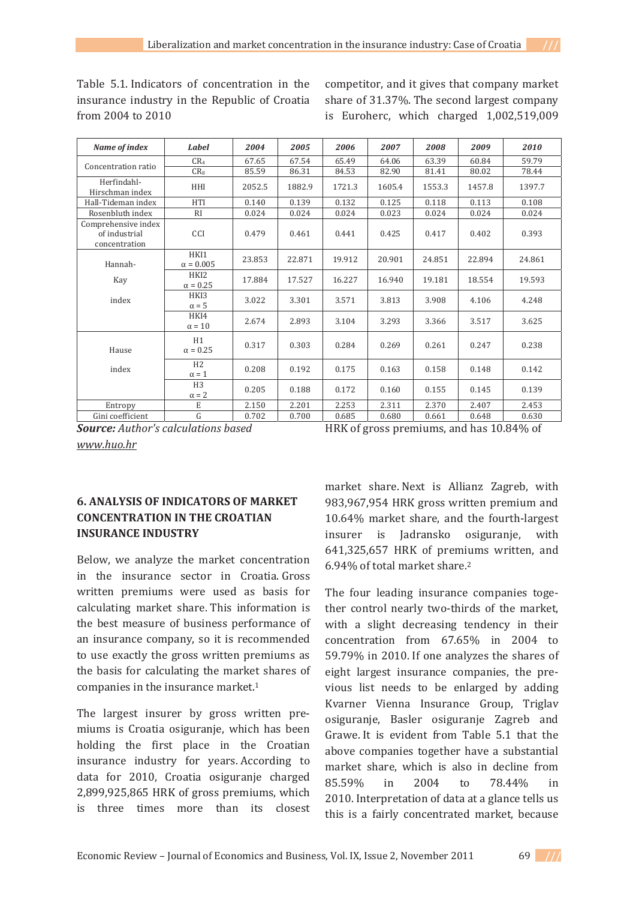Table 5.1. Indicators of concentration in the insurance industry in the Republic of Croatia from 2004 to 2010

| Name of index | Label | 2004 | 2005 | 2006 | 2007 | 2008 | 2009 | 2010 |
|---|---|---|---|---|---|---|---|---|
| Concentration ratio | $CR_4$ | 67.65 | 67.54 | 65.49 | 64.06 | 63.39 | 60.84 | 59.79 |
| | $CR_8$ | 85.59 | 86.31 | 84.53 | 82.90 | 81.41 | 80.02 | 78.44 |
| Herfindahl-Hirschman index | HHI | 2052.5 | 1882.9 | 1721.3 | 1605.4 | 1553.3 | 1457.8 | 1397.7 |
| Hall-Tideman index | HTI | 0.140 | 0.139 | 0.132 | 0.125 | 0.118 | 0.113 | 0.108 |
| Rosenbluth index | RI | 0.024 | 0.024 | 0.024 | 0.023 | 0.024 | 0.024 | 0.024 |
| Comprehensive index of industrial concentration | CCI | 0.479 | 0.461 | 0.441 | 0.425 | 0.417 | 0.402 | 0.393 |
| Hannah-Kay index | HKI1 $\alpha = 0.005$ | 23.853 | 22.871 | 19.912 | 20.901 | 24.851 | 22.894 | 24.861 |
| | HKI2 $\alpha = 0.25$ | 17.884 | 17.527 | 16.227 | 16.940 | 19.181 | 18.554 | 19.593 |
| | HKI3 $\alpha = 5$ | 3.022 | 3.301 | 3.571 | 3.813 | 3.908 | 4.106 | 4.248 |
| | HKI4 $\alpha = 10$ | 2.674 | 2.893 | 3.104 | 3.293 | 3.366 | 3.517 | 3.625 |
| Hause index | H1 $\alpha = 0.25$ | 0.317 | 0.303 | 0.284 | 0.269 | 0.261 | 0.247 | 0.238 |
| | H2 $\alpha = 1$ | 0.208 | 0.192 | 0.175 | 0.163 | 0.158 | 0.148 | 0.142 |
| | H3 $\alpha = 2$ | 0.205 | 0.188 | 0.172 | 0.160 | 0.155 | 0.145 | 0.139 |
| Entropy | E | 2.150 | 2.201 | 2.253 | 2.311 | 2.370 | 2.407 | 2.453 |
| Gini coefficient | G | 0.702 | 0.700 | 0.685 | 0.680 | 0.661 | 0.648 | 0.630 |

***Source:*** *Author's calculations based* *www.huo.hr*

## 6. ANALYSIS OF INDICATORS OF MARKET CONCENTRATION IN THE CROATIAN INSURANCE INDUSTRY

Below, we analyze the market concentration in the insurance sector in Croatia. Gross written premiums were used as basis for calculating market share. This information is the best measure of business performance of an insurance company, so it is recommended to use exactly the gross written premiums as the basis for calculating the market shares of companies in the insurance market.[1]

The largest insurer by gross written premiums is Croatia osiguranje, which has been holding the first place in the Croatian insurance industry for years. According to data for 2010, Croatia osiguranje charged 2,899,925,865 HRK of gross premiums, which is three times more than its closest competitor, and it gives that company market share of 31.37%. The second largest company is Euroherc, which charged 1,002,519,009 HRK of gross premiums, and has 10.84% of market share. Next is Allianz Zagreb, with 983,967,954 HRK gross written premium and 10.64% market share, and the fourth-largest insurer is Jadransko osiguranje, with 641,325,657 HRK of premiums written, and 6.94% of total market share.[2]

The four leading insurance companies together control nearly two-thirds of the market, with a slight decreasing tendency in their concentration from 67.65% in 2004 to 59.79% in 2010. If one analyzes the shares of eight largest insurance companies, the previous list needs to be enlarged by adding Kvarner Vienna Insurance Group, Triglav osiguranje, Basler osiguranje Zagreb and Grawe. It is evident from Table 5.1 that the above companies together have a substantial market share, which is also in decline from 85.59% in 2004 to 78.44% in 2010. Interpretation of data at a glance tells us this is a fairly concentrated market, because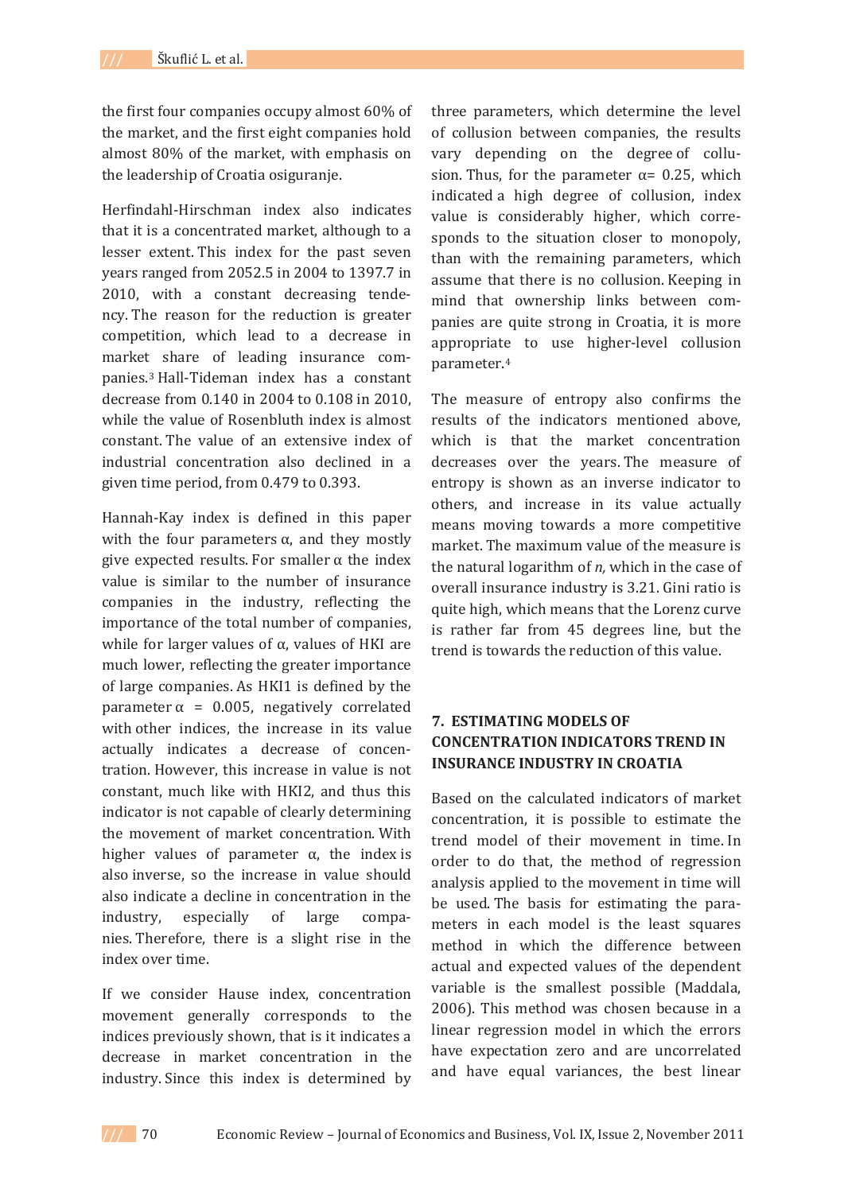the first four companies occupy almost 60% of the market, and the first eight companies hold almost 80% of the market, with emphasis on the leadership of Croatia osiguranje.

Herfindahl-Hirschman index also indicates that it is a concentrated market, although to a lesser extent. This index for the past seven years ranged from 2052.5 in 2004 to 1397.7 in 2010, with a constant decreasing tendency. The reason for the reduction is greater competition, which lead to a decrease in market share of leading insurance companies.[3] Hall-Tideman index has a constant decrease from 0.140 in 2004 to 0.108 in 2010, while the value of Rosenbluth index is almost constant. The value of an extensive index of industrial concentration also declined in a given time period, from 0.479 to 0.393.

Hannah-Kay index is defined in this paper with the four parameters α, and they mostly give expected results. For smaller α the index value is similar to the number of insurance companies in the industry, reflecting the importance of the total number of companies, while for larger values of α, values of HKI are much lower, reflecting the greater importance of large companies. As HKI1 is defined by the parameter α = 0.005, negatively correlated with other indices, the increase in its value actually indicates a decrease of concentration. However, this increase in value is not constant, much like with HKI2, and thus this indicator is not capable of clearly determining the movement of market concentration. With higher values of parameter α, the index is also inverse, so the increase in value should also indicate a decline in concentration in the industry, especially of large companies. Therefore, there is a slight rise in the index over time.

If we consider Hause index, concentration movement generally corresponds to the indices previously shown, that is it indicates a decrease in market concentration in the industry. Since this index is determined by three parameters, which determine the level of collusion between companies, the results vary depending on the degree of collusion. Thus, for the parameter α= 0.25, which indicated a high degree of collusion, index value is considerably higher, which corresponds to the situation closer to monopoly, than with the remaining parameters, which assume that there is no collusion. Keeping in mind that ownership links between companies are quite strong in Croatia, it is more appropriate to use higher-level collusion parameter.[4]

The measure of entropy also confirms the results of the indicators mentioned above, which is that the market concentration decreases over the years. The measure of entropy is shown as an inverse indicator to others, and increase in its value actually means moving towards a more competitive market. The maximum value of the measure is the natural logarithm of *n,* which in the case of overall insurance industry is 3.21. Gini ratio is quite high, which means that the Lorenz curve is rather far from 45 degrees line, but the trend is towards the reduction of this value.

## 7. ESTIMATING MODELS OF CONCENTRATION INDICATORS TREND IN INSURANCE INDUSTRY IN CROATIA

Based on the calculated indicators of market concentration, it is possible to estimate the trend model of their movement in time. In order to do that, the method of regression analysis applied to the movement in time will be used. The basis for estimating the parameters in each model is the least squares method in which the difference between actual and expected values of the dependent variable is the smallest possible (Maddala, 2006). This method was chosen because in a linear regression model in which the errors have expectation zero and are uncorrelated and have equal variances, the best linear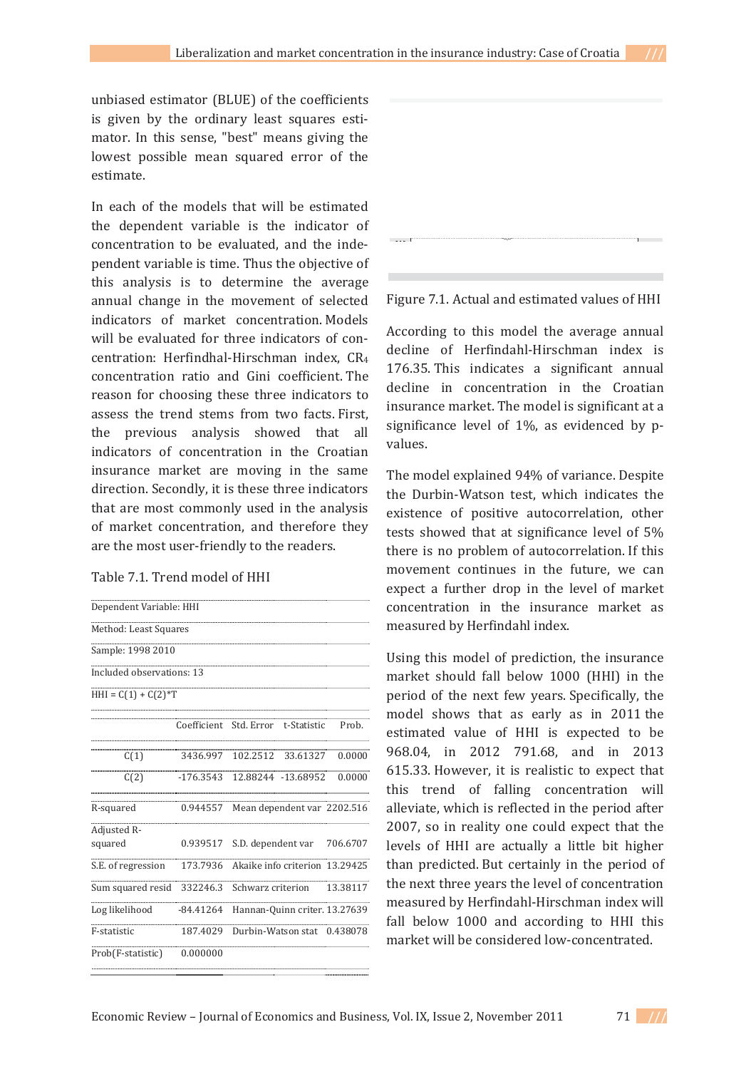unbiased estimator (BLUE) of the coefficients is given by the ordinary least squares estimator. In this sense, "best" means giving the lowest possible mean squared error of the estimate.

In each of the models that will be estimated the dependent variable is the indicator of concentration to be evaluated, and the independent variable is time. Thus the objective of this analysis is to determine the average annual change in the movement of selected indicators of market concentration. Models will be evaluated for three indicators of concentration: Herfindhal-Hirschman index, $CR_4$ concentration ratio and Gini coefficient. The reason for choosing these three indicators to assess the trend stems from two facts. First, the previous analysis showed that all indicators of concentration in the Croatian insurance market are moving in the same direction. Secondly, it is these three indicators that are most commonly used in the analysis of market concentration, and therefore they are the most user-friendly to the readers.

Table 7.1. Trend model of HHI

| Dependent Variable: HHI | | | | |
|---|---|---|---|---|
| Method: Least Squares | | | | |
| Sample: 1998 2010 | | | | |
| Included observations: 13 | | | | |
| HHI = C(1) + C(2)*T | | | | |
| | Coefficient | Std. Error | t-Statistic | Prob. |
| C(1) | 3436.997 | 102.2512 | 33.61327 | 0.0000 |
| C(2) | -176.3543 | 12.88244 | -13.68952 | 0.0000 |
| R-squared | 0.944557 | Mean dependent var | 2202.516 | |
| Adjusted R-squared | 0.939517 | S.D. dependent var | 706.6707 | |
| S.E. of regression | 173.7936 | Akaike info criterion | 13.29425 | |
| Sum squared resid | 332246.3 | Schwarz criterion | 13.38117 | |
| Log likelihood | -84.41264 | Hannan-Quinn criter. | 13.27639 | |
| F-statistic | 187.4029 | Durbin-Watson stat | 0.438078 | |
| Prob(F-statistic) | 0.000000 | | | |

Figure 7.1. Actual and estimated values of HHI

According to this model the average annual decline of Herfindahl-Hirschman index is 176.35. This indicates a significant annual decline in concentration in the Croatian insurance market. The model is significant at a significance level of 1%, as evidenced by p-values.

The model explained 94% of variance. Despite the Durbin-Watson test, which indicates the existence of positive autocorrelation, other tests showed that at significance level of 5% there is no problem of autocorrelation. If this movement continues in the future, we can expect a further drop in the level of market concentration in the insurance market as measured by Herfindahl index.

Using this model of prediction, the insurance market should fall below 1000 (HHI) in the period of the next few years. Specifically, the model shows that as early as in 2011 the estimated value of HHI is expected to be 968.04, in 2012 791.68, and in 2013 615.33. However, it is realistic to expect that this trend of falling concentration will alleviate, which is reflected in the period after 2007, so in reality one could expect that the levels of HHI are actually a little bit higher than predicted. But certainly in the period of the next three years the level of concentration measured by Herfindahl-Hirschman index will fall below 1000 and according to HHI this market will be considered low-concentrated.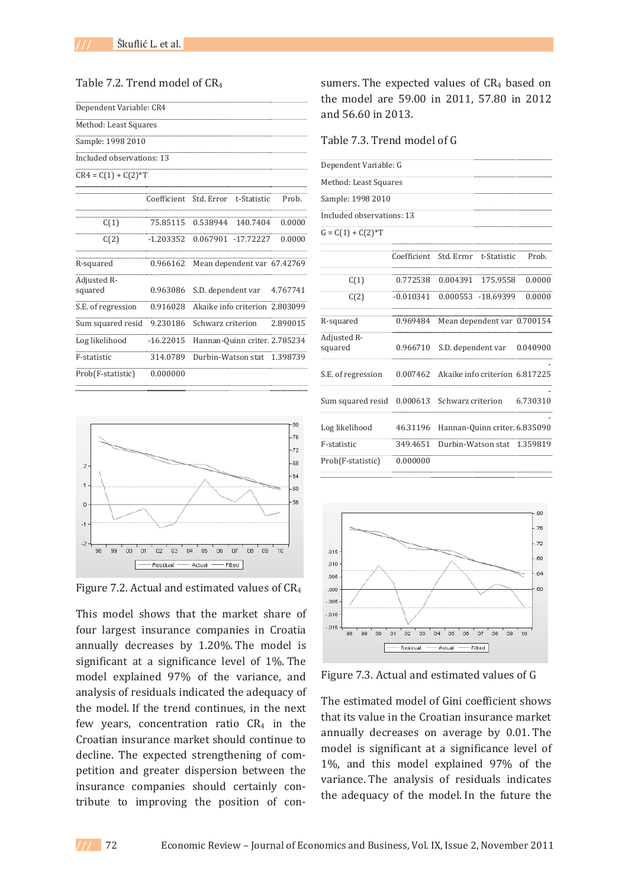Table 7.2. Trend model of $CR_4$

| Dependent Variable: CR4 | | | | |
|---|---|---|---|---|
| Method: Least Squares | | | | |
| Sample: 1998 2010 | | | | |
| Included observations: 13 | | | | |
| CR4 = C(1) + C(2)*T | | | | |
| | Coefficient | Std. Error | t-Statistic | Prob. |
| C(1) | 75.85115 | 0.538944 | 140.7404 | 0.0000 |
| C(2) | -1.203352 | 0.067901 | -17.72227 | 0.0000 |
| R-squared | 0.966162 | Mean dependent var | 67.42769 | |
| Adjusted R-squared | 0.963086 | S.D. dependent var | 4.767741 | |
| S.E. of regression | 0.916028 | Akaike info criterion | 2.803099 | |
| Sum squared resid | 9.230186 | Schwarz criterion | 2.890015 | |
| Log likelihood | -16.22015 | Hannan-Quinn criter. | 2.785234 | |
| F-statistic | 314.0789 | Durbin-Watson stat | 1.398739 | |
| Prob(F-statistic) | 0.000000 | | | |

Figure 7.2. Actual and estimated values of $CR_4$

This model shows that the market share of four largest insurance companies in Croatia annually decreases by 1.20%. The model is significant at a significance level of 1%. The model explained 97% of the variance, and analysis of residuals indicated the adequacy of the model. If the trend continues, in the next few years, concentration ratio $CR_4$ in the Croatian insurance market should continue to decline. The expected strengthening of competition and greater dispersion between the insurance companies should certainly contribute to improving the position of consumers. The expected values of $CR_4$ based on the model are 59.00 in 2011, 57.80 in 2012 and 56.60 in 2013.

Table 7.3. Trend model of G

| Dependent Variable: G | | | | |
|---|---|---|---|---|
| Method: Least Squares | | | | |
| Sample: 1998 2010 | | | | |
| Included observations: 13 | | | | |
| G = C(1) + C(2)*T | | | | |
| | Coefficient | Std. Error | t-Statistic | Prob. |
| C(1) | 0.772538 | 0.004391 | 175.9558 | 0.0000 |
| C(2) | -0.010341 | 0.000553 | -18.69399 | 0.0000 |
| R-squared | 0.969484 | Mean dependent var | 0.700154 | |
| Adjusted R-squared | 0.966710 | S.D. dependent var | 0.040900 | |
| S.E. of regression | 0.007462 | Akaike info criterion | -6.817225 | |
| Sum squared resid | 0.000613 | Schwarz criterion | -6.730310 | |
| Log likelihood | 46.31196 | Hannan-Quinn criter. | -6.835090 | |
| F-statistic | 349.4651 | Durbin-Watson stat | 1.359819 | |
| Prob(F-statistic) | 0.000000 | | | |

Figure 7.3. Actual and estimated values of G

The estimated model of Gini coefficient shows that its value in the Croatian insurance market annually decreases on average by 0.01. The model is significant at a significance level of 1%, and this model explained 97% of the variance. The analysis of residuals indicates the adequacy of the model. In the future the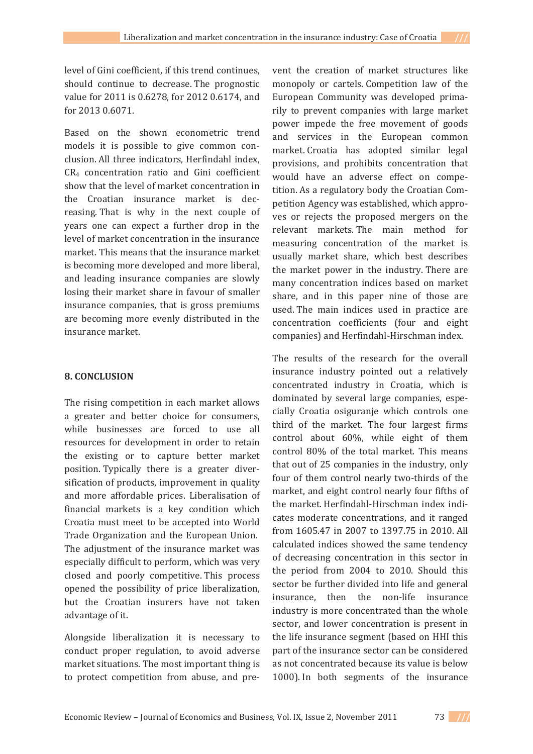level of Gini coefficient, if this trend continues, should continue to decrease. The prognostic value for 2011 is 0.6278, for 2012 0.6174, and for 2013 0.6071.

Based on the shown econometric trend models it is possible to give common conclusion. All three indicators, Herfindahl index, $CR_4$ concentration ratio and Gini coefficient show that the level of market concentration in the Croatian insurance market is decreasing. That is why in the next couple of years one can expect a further drop in the level of market concentration in the insurance market. This means that the insurance market is becoming more developed and more liberal, and leading insurance companies are slowly losing their market share in favour of smaller insurance companies, that is gross premiums are becoming more evenly distributed in the insurance market.

## 8. CONCLUSION

The rising competition in each market allows a greater and better choice for consumers, while businesses are forced to use all resources for development in order to retain the existing or to capture better market position. Typically there is a greater diversification of products, improvement in quality and more affordable prices. Liberalisation of financial markets is a key condition which Croatia must meet to be accepted into World Trade Organization and the European Union. The adjustment of the insurance market was especially difficult to perform, which was very closed and poorly competitive. This process opened the possibility of price liberalization, but the Croatian insurers have not taken advantage of it.

Alongside liberalization it is necessary to conduct proper regulation, to avoid adverse market situations. The most important thing is to protect competition from abuse, and prevent the creation of market structures like monopoly or cartels. Competition law of the European Community was developed primarily to prevent companies with large market power impede the free movement of goods and services in the European common market. Croatia has adopted similar legal provisions, and prohibits concentration that would have an adverse effect on competition. As a regulatory body the Croatian Competition Agency was established, which approves or rejects the proposed mergers on the relevant markets. The main method for measuring concentration of the market is usually market share, which best describes the market power in the industry. There are many concentration indices based on market share, and in this paper nine of those are used. The main indices used in practice are concentration coefficients (four and eight companies) and Herfindahl-Hirschman index.

The results of the research for the overall insurance industry pointed out a relatively concentrated industry in Croatia, which is dominated by several large companies, especially Croatia osiguranje which controls one third of the market. The four largest firms control about 60%, while eight of them control 80% of the total market. This means that out of 25 companies in the industry, only four of them control nearly two-thirds of the market, and eight control nearly four fifths of the market. Herfindahl-Hirschman index indicates moderate concentrations, and it ranged from 1605.47 in 2007 to 1397.75 in 2010. All calculated indices showed the same tendency of decreasing concentration in this sector in the period from 2004 to 2010. Should this sector be further divided into life and general insurance, then the non-life insurance industry is more concentrated than the whole sector, and lower concentration is present in the life insurance segment (based on HHI this part of the insurance sector can be considered as not concentrated because its value is below 1000). In both segments of the insurance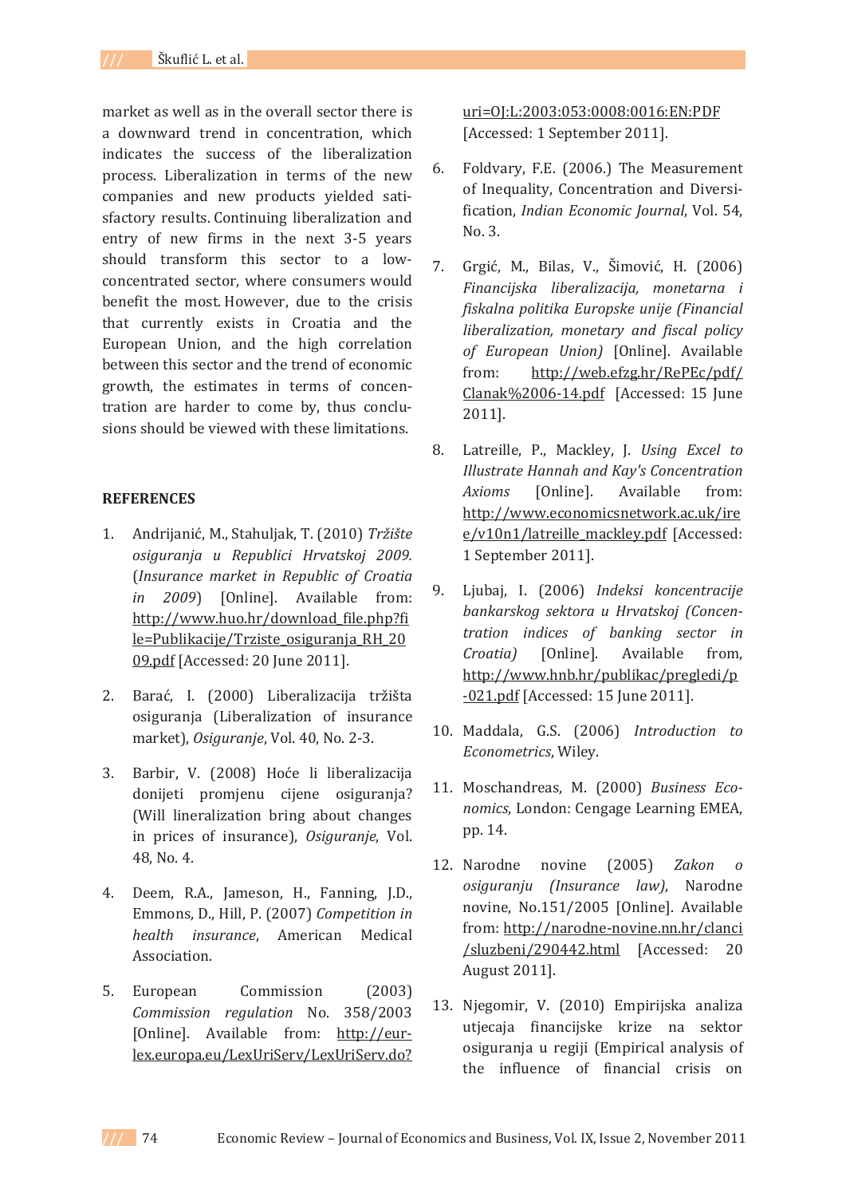market as well as in the overall sector there is a downward trend in concentration, which indicates the success of the liberalization process. Liberalization in terms of the new companies and new products yielded satisfactory results. Continuing liberalization and entry of new firms in the next 3-5 years should transform this sector to a low-concentrated sector, where consumers would benefit the most. However, due to the crisis that currently exists in Croatia and the European Union, and the high correlation between this sector and the trend of economic growth, the estimates in terms of concentration are harder to come by, thus conclusions should be viewed with these limitations.

## REFERENCES

1. Andrijanić, M., Stahuljak, T. (2010) *Tržište osiguranja u Republici Hrvatskoj 2009.* (*Insurance market in Republic of Croatia in 2009*) [Online]. Available from: http://www.huo.hr/download_file.php?file=Publikacije/Trziste_osiguranja_RH_2009.pdf [Accessed: 20 June 2011].

2. Barać, I. (2000) Liberalizacija tržišta osiguranja (Liberalization of insurance market), *Osiguranje*, Vol. 40, No. 2-3.

3. Barbir, V. (2008) Hoće li liberalizacija donijeti promjenu cijene osiguranja? (Will lineralization bring about changes in prices of insurance), *Osiguranje*, Vol. 48, No. 4.

4. Deem, R.A., Jameson, H., Fanning, J.D., Emmons, D., Hill, P. (2007) *Competition in health insurance*, American Medical Association.

5. European Commission (2003) *Commission regulation* No. 358/2003 [Online]. Available from: http://eur-lex.europa.eu/LexUriServ/LexUriServ.do?uri=OJ:L:2003:053:0008:0016:EN:PDF [Accessed: 1 September 2011].

6. Foldvary, F.E. (2006.) The Measurement of Inequality, Concentration and Diversification, *Indian Economic Journal*, Vol. 54, No. 3.

7. Grgić, M., Bilas, V., Šimović, H. (2006) *Financijska liberalizacija, monetarna i fiskalna politika Europske unije (Financial liberalization, monetary and fiscal policy of European Union)* [Online]. Available from: http://web.efzg.hr/RePEc/pdf/Clanak%2006-14.pdf [Accessed: 15 June 2011].

8. Latreille, P., Mackley, J. *Using Excel to Illustrate Hannah and Kay's Concentration Axioms* [Online]. Available from: http://www.economicsnetwork.ac.uk/iree/v10n1/latreille_mackley.pdf [Accessed: 1 September 2011].

9. Ljubaj, I. (2006) *Indeksi koncentracije bankarskog sektora u Hrvatskoj (Concentration indices of banking sector in Croatia)* [Online]. Available from, http://www.hnb.hr/publikac/pregledi/p-021.pdf [Accessed: 15 June 2011].

10. Maddala, G.S. (2006) *Introduction to Econometrics*, Wiley.

11. Moschandreas, M. (2000) *Business Economics*, London: Cengage Learning EMEA, pp. 14.

12. Narodne novine (2005) *Zakon o osiguranju (Insurance law)*, Narodne novine, No.151/2005 [Online]. Available from: http://narodne-novine.nn.hr/clanci/sluzbeni/290442.html [Accessed: 20 August 2011].

13. Njegomir, V. (2010) Empirijska analiza utjecaja financijske krize na sektor osiguranja u regiji (Empirical analysis of the influence of financial crisis on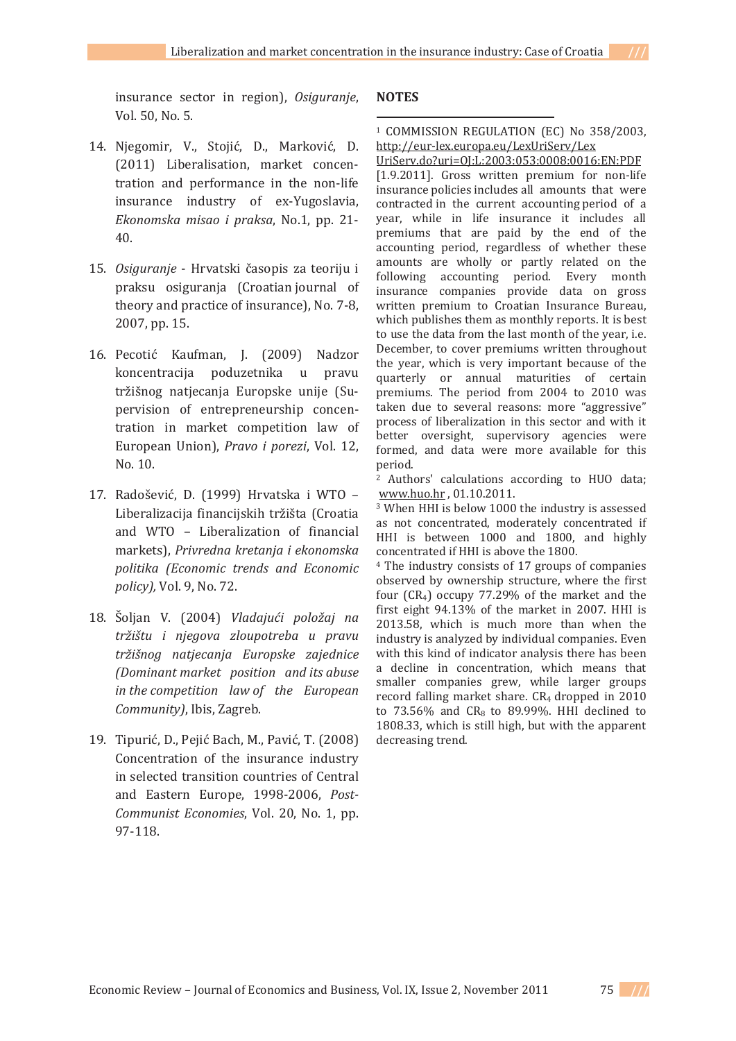insurance sector in region), *Osiguranje*, Vol. 50, No. 5.

14. Njegomir, V., Stojić, D., Marković, D. (2011) Liberalisation, market concentration and performance in the non-life insurance industry of ex-Yugoslavia, *Ekonomska misao i praksa*, No.1, pp. 21-40.

15. *Osiguranje* - Hrvatski časopis za teoriju i praksu osiguranja (Croatian journal of theory and practice of insurance), No. 7-8, 2007, pp. 15.

16. Pecotić Kaufman, J. (2009) Nadzor koncentracija poduzetnika u pravu tržišnog natjecanja Europske unije (Supervision of entrepreneurship concentration in market competition law of European Union), *Pravo i porezi*, Vol. 12, No. 10.

17. Radošević, D. (1999) Hrvatska i WTO – Liberalizacija financijskih tržišta (Croatia and WTO – Liberalization of financial markets), *Privredna kretanja i ekonomska politika (Economic trends and Economic policy),* Vol. 9, No. 72.

18. Šoljan V. (2004) *Vladajući položaj na tržištu i njegova zloupotreba u pravu tržišnog natjecanja Europske zajednice (Dominant market position and its abuse in the competition law of the European Community)*, Ibis, Zagreb.

19. Tipurić, D., Pejić Bach, M., Pavić, T. (2008) Concentration of the insurance industry in selected transition countries of Central and Eastern Europe, 1998-2006, *Post-Communist Economies*, Vol. 20, No. 1, pp. 97-118.

## NOTES

[1] COMMISSION REGULATION (EC) No 358/2003, http://eur-lex.europa.eu/LexUriServ/LexUriServ.do?uri=OJ:L:2003:053:0008:0016:EN:PDF [1.9.2011]. Gross written premium for non-life insurance policies includes all amounts that were contracted in the current accounting period of a year, while in life insurance it includes all premiums that are paid by the end of the accounting period, regardless of whether these amounts are wholly or partly related on the following accounting period. Every month insurance companies provide data on gross written premium to Croatian Insurance Bureau, which publishes them as monthly reports. It is best to use the data from the last month of the year, i.e. December, to cover premiums written throughout the year, which is very important because of the quarterly or annual maturities of certain premiums. The period from 2004 to 2010 was taken due to several reasons: more "aggressive" process of liberalization in this sector and with it better oversight, supervisory agencies were formed, and data were more available for this period.

[2] Authors' calculations according to HUO data; www.huo.hr , 01.10.2011.

[3] When HHI is below 1000 the industry is assessed as not concentrated, moderately concentrated if HHI is between 1000 and 1800, and highly concentrated if HHI is above the 1800.

[4] The industry consists of 17 groups of companies observed by ownership structure, where the first four ($CR_4$) occupy 77.29% of the market and the first eight 94.13% of the market in 2007. HHI is 2013.58, which is much more than when the industry is analyzed by individual companies. Even with this kind of indicator analysis there has been a decline in concentration, which means that smaller companies grew, while larger groups record falling market share. $CR_4$ dropped in 2010 to 73.56% and $CR_8$ to 89.99%. HHI declined to 1808.33, which is still high, but with the apparent decreasing trend.